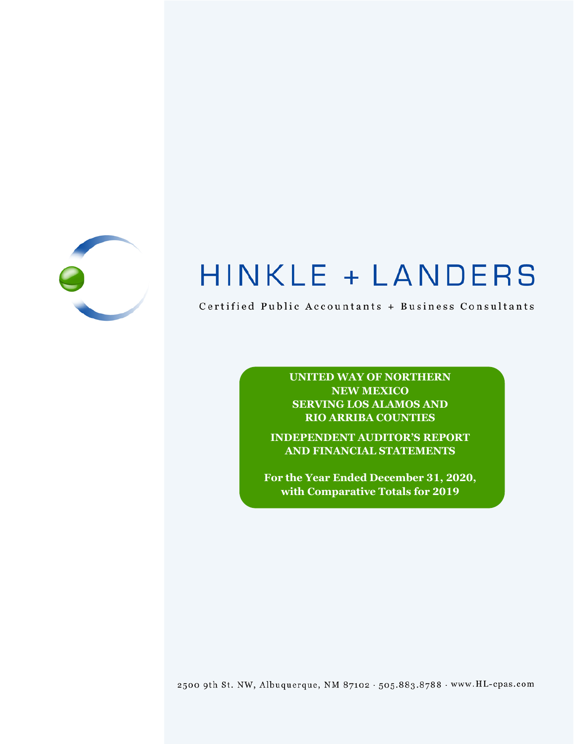HINKLE + LANDERS

Certified Public Accountants + Business Consultants

**UNITED WAY OF NORTHERN NEW MEXICO**
**SERVING LOS ALAMOS AND RIO ARRIBA COUNTIES**

**INDEPENDENT AUDITOR'S REPORT AND FINANCIAL STATEMENTS**

**For the Year Ended December 31, 2020, with Comparative Totals for 2019**

2500 9th St. NW, Albuquerque, NM 87102 · 505.883.8788 · www.HL-cpas.com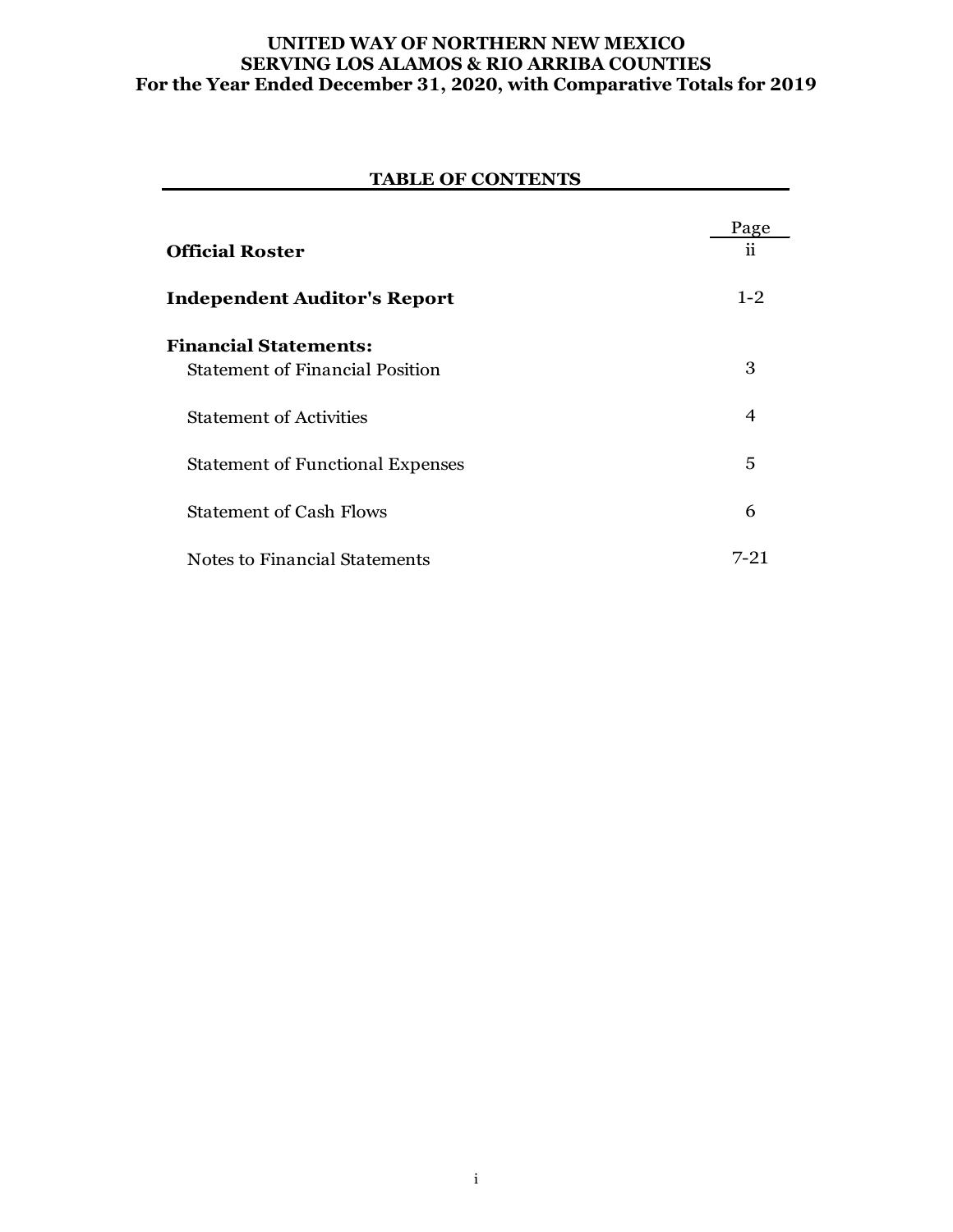# UNITED WAY OF NORTHERN NEW MEXICO
## SERVING LOS ALAMOS & RIO ARRIBA COUNTIES
### For the Year Ended December 31, 2020, with Comparative Totals for 2019

## TABLE OF CONTENTS

| | Page |
|---|---|
| **Official Roster** | ii |
| **Independent Auditor's Report** | 1-2 |
| **Financial Statements:** | |
| Statement of Financial Position | 3 |
| Statement of Activities | 4 |
| Statement of Functional Expenses | 5 |
| Statement of Cash Flows | 6 |
| Notes to Financial Statements | 7-21 |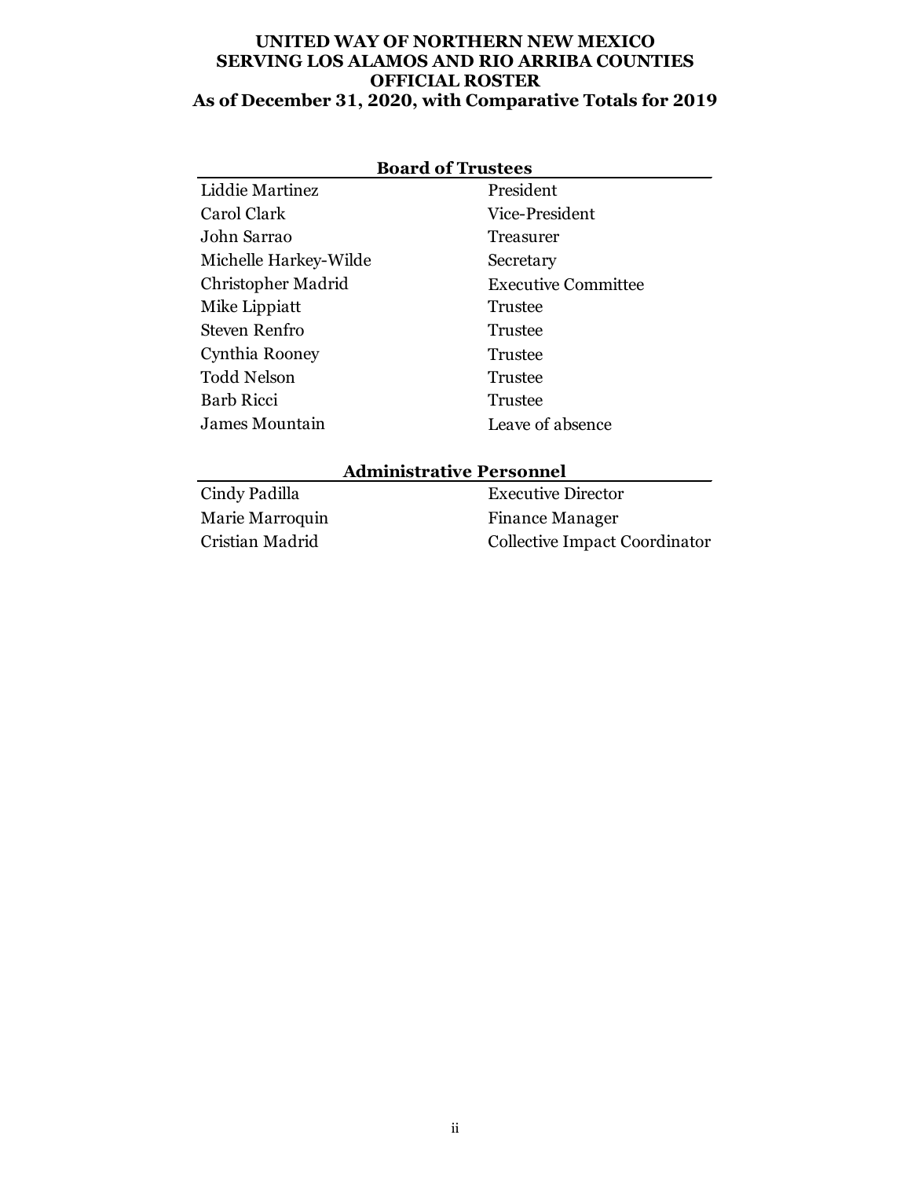# UNITED WAY OF NORTHERN NEW MEXICO
# SERVING LOS ALAMOS AND RIO ARRIBA COUNTIES
# OFFICIAL ROSTER
## As of December 31, 2020, with Comparative Totals for 2019

| Board of Trustees | |
|---|---|
| Liddie Martinez | President |
| Carol Clark | Vice-President |
| John Sarrao | Treasurer |
| Michelle Harkey-Wilde | Secretary |
| Christopher Madrid | Executive Committee |
| Mike Lippiatt | Trustee |
| Steven Renfro | Trustee |
| Cynthia Rooney | Trustee |
| Todd Nelson | Trustee |
| Barb Ricci | Trustee |
| James Mountain | Leave of absence |

| Administrative Personnel | |
|---|---|
| Cindy Padilla | Executive Director |
| Marie Marroquin | Finance Manager |
| Cristian Madrid | Collective Impact Coordinator |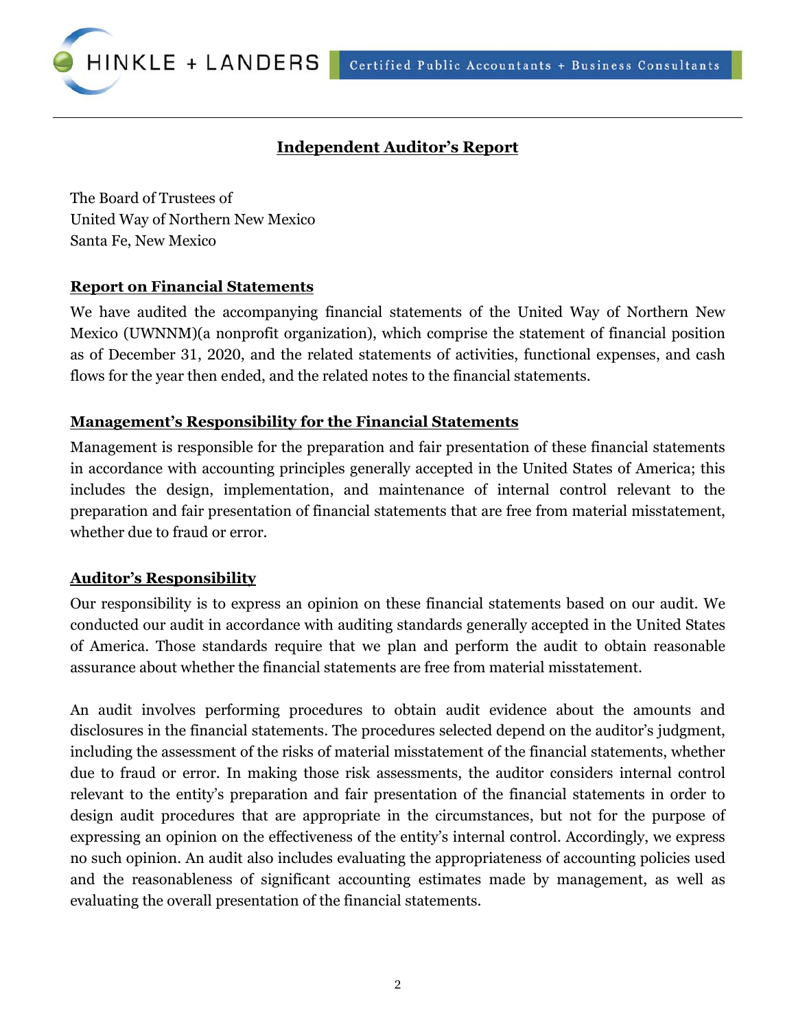# Independent Auditor's Report

The Board of Trustees of
United Way of Northern New Mexico
Santa Fe, New Mexico

## Report on Financial Statements

We have audited the accompanying financial statements of the United Way of Northern New Mexico (UWNNM)(a nonprofit organization), which comprise the statement of financial position as of December 31, 2020, and the related statements of activities, functional expenses, and cash flows for the year then ended, and the related notes to the financial statements.

## Management's Responsibility for the Financial Statements

Management is responsible for the preparation and fair presentation of these financial statements in accordance with accounting principles generally accepted in the United States of America; this includes the design, implementation, and maintenance of internal control relevant to the preparation and fair presentation of financial statements that are free from material misstatement, whether due to fraud or error.

## Auditor's Responsibility

Our responsibility is to express an opinion on these financial statements based on our audit. We conducted our audit in accordance with auditing standards generally accepted in the United States of America. Those standards require that we plan and perform the audit to obtain reasonable assurance about whether the financial statements are free from material misstatement.

An audit involves performing procedures to obtain audit evidence about the amounts and disclosures in the financial statements. The procedures selected depend on the auditor's judgment, including the assessment of the risks of material misstatement of the financial statements, whether due to fraud or error. In making those risk assessments, the auditor considers internal control relevant to the entity's preparation and fair presentation of the financial statements in order to design audit procedures that are appropriate in the circumstances, but not for the purpose of expressing an opinion on the effectiveness of the entity's internal control. Accordingly, we express no such opinion. An audit also includes evaluating the appropriateness of accounting policies used and the reasonableness of significant accounting estimates made by management, as well as evaluating the overall presentation of the financial statements.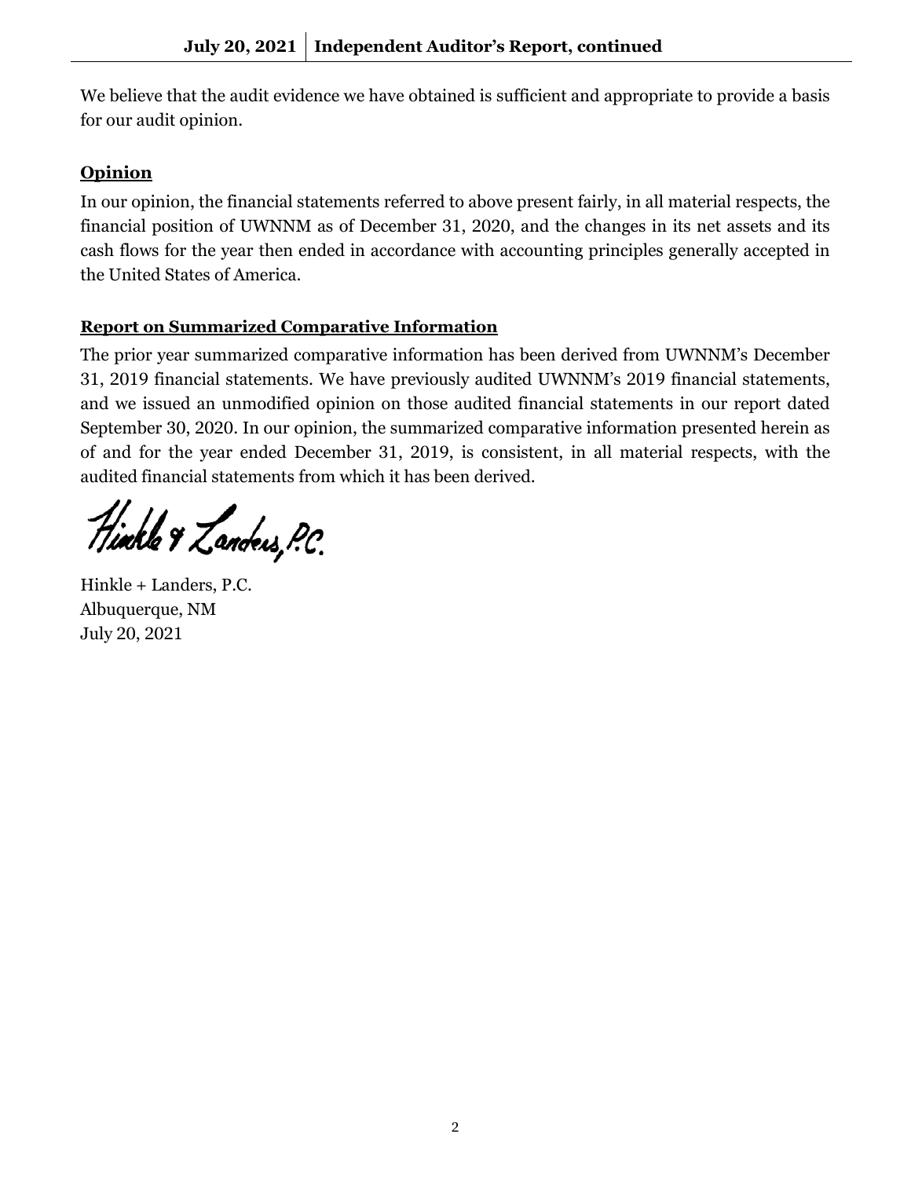We believe that the audit evidence we have obtained is sufficient and appropriate to provide a basis for our audit opinion.

**Opinion**

In our opinion, the financial statements referred to above present fairly, in all material respects, the financial position of UWNNM as of December 31, 2020, and the changes in its net assets and its cash flows for the year then ended in accordance with accounting principles generally accepted in the United States of America.

**Report on Summarized Comparative Information**

The prior year summarized comparative information has been derived from UWNNM's December 31, 2019 financial statements. We have previously audited UWNNM's 2019 financial statements, and we issued an unmodified opinion on those audited financial statements in our report dated September 30, 2020. In our opinion, the summarized comparative information presented herein as of and for the year ended December 31, 2019, is consistent, in all material respects, with the audited financial statements from which it has been derived.

Hinkle + Landers, P.C.

Hinkle + Landers, P.C.
Albuquerque, NM
July 20, 2021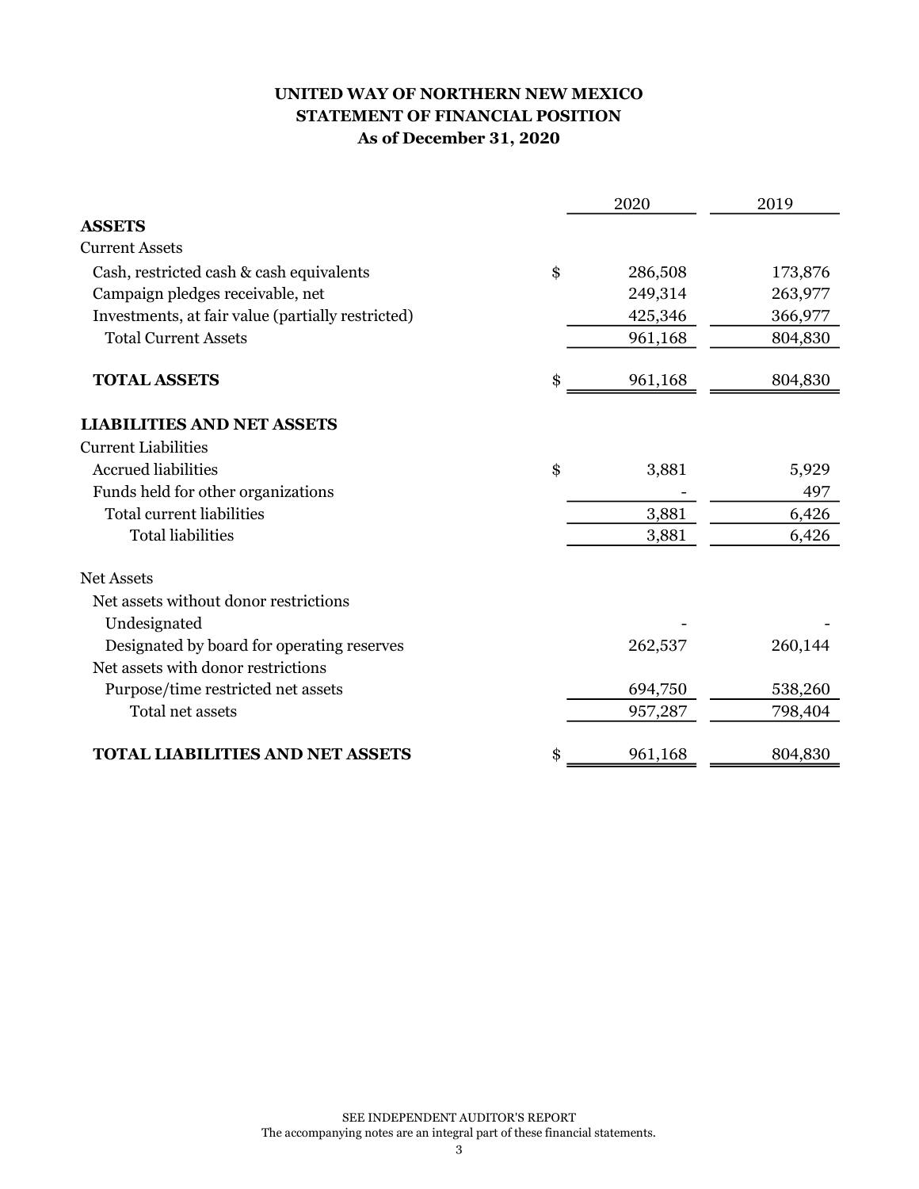# UNITED WAY OF NORTHERN NEW MEXICO
## STATEMENT OF FINANCIAL POSITION
### As of December 31, 2020

| | | 2020 | 2019 |
|---|---|---|---|
| **ASSETS** | | | |
| Current Assets | | | |
| Cash, restricted cash & cash equivalents | $ | 286,508 | 173,876 |
| Campaign pledges receivable, net | | 249,314 | 263,977 |
| Investments, at fair value (partially restricted) | | 425,346 | 366,977 |
| Total Current Assets | | 961,168 | 804,830 |
| **TOTAL ASSETS** | $ | 961,168 | 804,830 |
| **LIABILITIES AND NET ASSETS** | | | |
| Current Liabilities | | | |
| Accrued liabilities | $ | 3,881 | 5,929 |
| Funds held for other organizations | | - | 497 |
| Total current liabilities | | 3,881 | 6,426 |
| Total liabilities | | 3,881 | 6,426 |
| Net Assets | | | |
| Net assets without donor restrictions | | | |
| Undesignated | | - | - |
| Designated by board for operating reserves | | 262,537 | 260,144 |
| Net assets with donor restrictions | | | |
| Purpose/time restricted net assets | | 694,750 | 538,260 |
| Total net assets | | 957,287 | 798,404 |
| **TOTAL LIABILITIES AND NET ASSETS** | $ | 961,168 | 804,830 |

SEE INDEPENDENT AUDITOR'S REPORT
The accompanying notes are an integral part of these financial statements.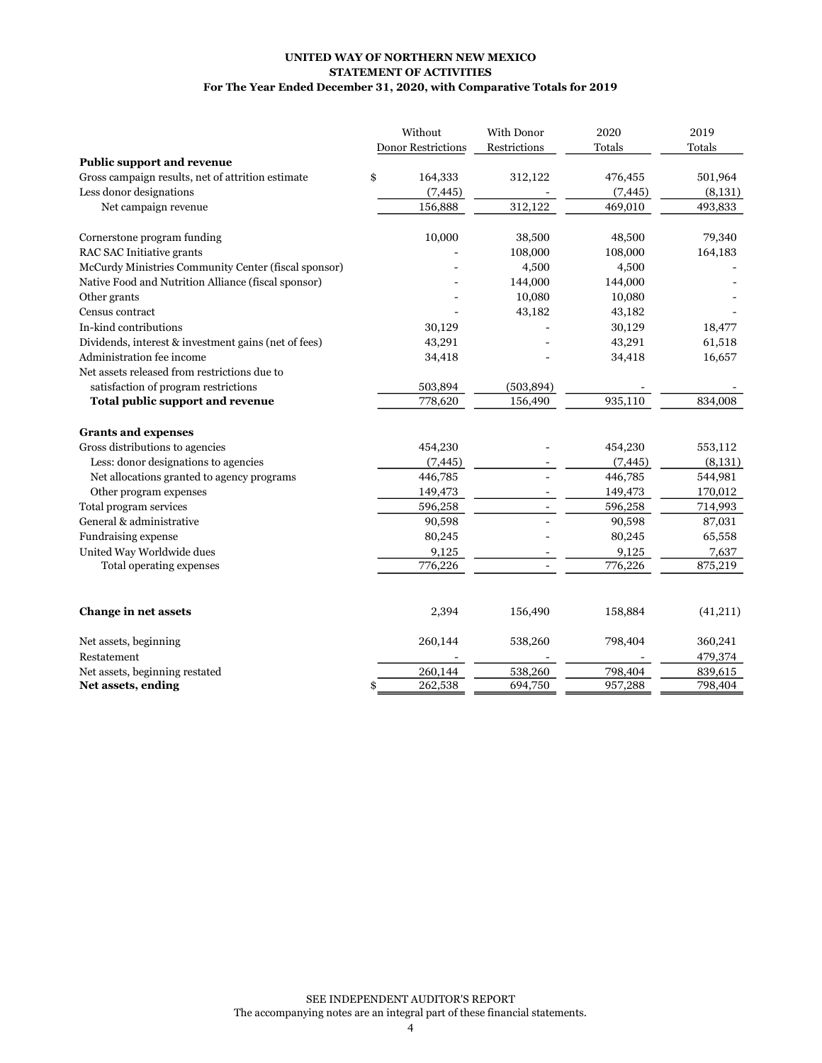**UNITED WAY OF NORTHERN NEW MEXICO**
**STATEMENT OF ACTIVITIES**
**For The Year Ended December 31, 2020, with Comparative Totals for 2019**

| | Without Donor Restrictions | With Donor Restrictions | 2020 Totals | 2019 Totals |
|---|---|---|---|---|
| **Public support and revenue** | | | | |
| Gross campaign results, net of attrition estimate | $ 164,333 | 312,122 | 476,455 | 501,964 |
| Less donor designations | (7,445) | - | (7,445) | (8,131) |
| Net campaign revenue | 156,888 | 312,122 | 469,010 | 493,833 |
| | | | | |
| Cornerstone program funding | 10,000 | 38,500 | 48,500 | 79,340 |
| RAC SAC Initiative grants | - | 108,000 | 108,000 | 164,183 |
| McCurdy Ministries Community Center (fiscal sponsor) | - | 4,500 | 4,500 | - |
| Native Food and Nutrition Alliance (fiscal sponsor) | - | 144,000 | 144,000 | - |
| Other grants | - | 10,080 | 10,080 | - |
| Census contract | - | 43,182 | 43,182 | - |
| In-kind contributions | 30,129 | - | 30,129 | 18,477 |
| Dividends, interest & investment gains (net of fees) | 43,291 | - | 43,291 | 61,518 |
| Administration fee income | 34,418 | - | 34,418 | 16,657 |
| Net assets released from restrictions due to satisfaction of program restrictions | 503,894 | (503,894) | - | - |
| **Total public support and revenue** | 778,620 | 156,490 | 935,110 | 834,008 |
| | | | | |
| **Grants and expenses** | | | | |
| Gross distributions to agencies | 454,230 | - | 454,230 | 553,112 |
| Less: donor designations to agencies | (7,445) | - | (7,445) | (8,131) |
| Net allocations granted to agency programs | 446,785 | - | 446,785 | 544,981 |
| Other program expenses | 149,473 | - | 149,473 | 170,012 |
| Total program services | 596,258 | - | 596,258 | 714,993 |
| General & administrative | 90,598 | - | 90,598 | 87,031 |
| Fundraising expense | 80,245 | - | 80,245 | 65,558 |
| United Way Worldwide dues | 9,125 | - | 9,125 | 7,637 |
| Total operating expenses | 776,226 | - | 776,226 | 875,219 |
| | | | | |
| **Change in net assets** | 2,394 | 156,490 | 158,884 | (41,211) |
| | | | | |
| Net assets, beginning | 260,144 | 538,260 | 798,404 | 360,241 |
| Restatement | - | - | - | 479,374 |
| Net assets, beginning restated | 260,144 | 538,260 | 798,404 | 839,615 |
| **Net assets, ending** | $ 262,538 | 694,750 | 957,288 | 798,404 |

SEE INDEPENDENT AUDITOR'S REPORT
The accompanying notes are an integral part of these financial statements.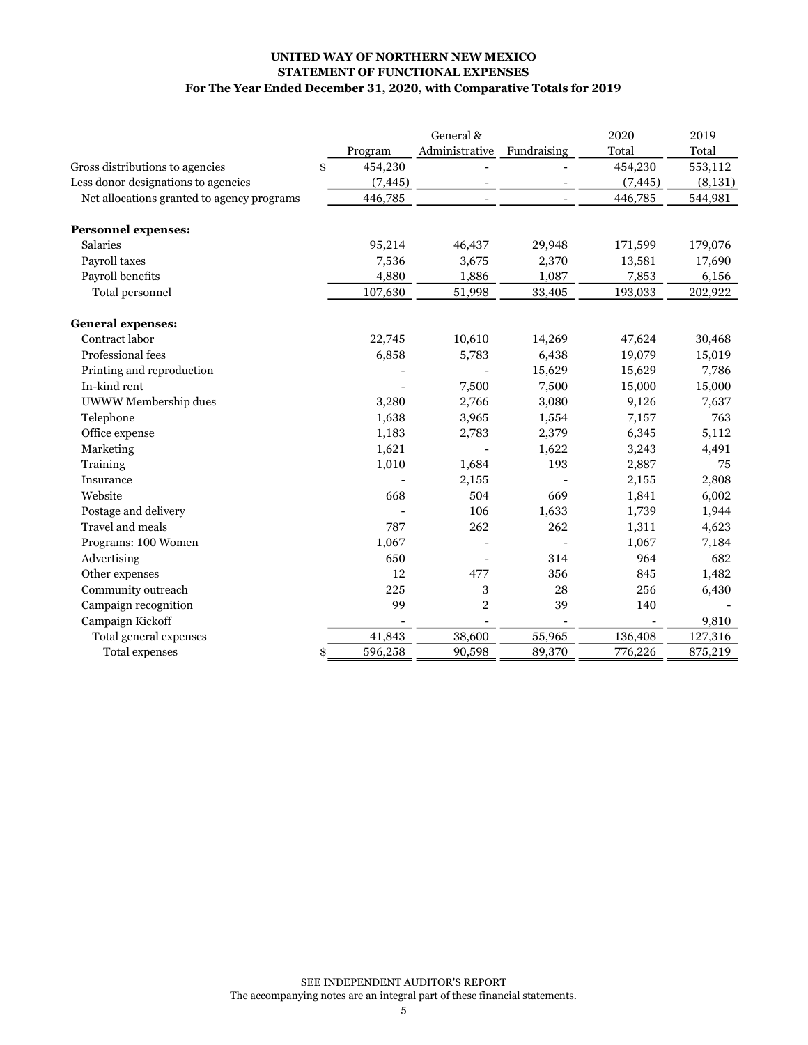**UNITED WAY OF NORTHERN NEW MEXICO**
**STATEMENT OF FUNCTIONAL EXPENSES**
**For The Year Ended December 31, 2020, with Comparative Totals for 2019**

| | Program | General & Administrative | Fundraising | 2020 Total | 2019 Total |
|---|---|---|---|---|---|
| Gross distributions to agencies | $ 454,230 | - | - | 454,230 | 553,112 |
| Less donor designations to agencies | (7,445) | - | - | (7,445) | (8,131) |
| Net allocations granted to agency programs | 446,785 | - | - | 446,785 | 544,981 |
| | | | | | |
| **Personnel expenses:** | | | | | |
| Salaries | 95,214 | 46,437 | 29,948 | 171,599 | 179,076 |
| Payroll taxes | 7,536 | 3,675 | 2,370 | 13,581 | 17,690 |
| Payroll benefits | 4,880 | 1,886 | 1,087 | 7,853 | 6,156 |
| Total personnel | 107,630 | 51,998 | 33,405 | 193,033 | 202,922 |
| | | | | | |
| **General expenses:** | | | | | |
| Contract labor | 22,745 | 10,610 | 14,269 | 47,624 | 30,468 |
| Professional fees | 6,858 | 5,783 | 6,438 | 19,079 | 15,019 |
| Printing and reproduction | - | - | 15,629 | 15,629 | 7,786 |
| In-kind rent | - | 7,500 | 7,500 | 15,000 | 15,000 |
| UWWW Membership dues | 3,280 | 2,766 | 3,080 | 9,126 | 7,637 |
| Telephone | 1,638 | 3,965 | 1,554 | 7,157 | 763 |
| Office expense | 1,183 | 2,783 | 2,379 | 6,345 | 5,112 |
| Marketing | 1,621 | - | 1,622 | 3,243 | 4,491 |
| Training | 1,010 | 1,684 | 193 | 2,887 | 75 |
| Insurance | - | 2,155 | - | 2,155 | 2,808 |
| Website | 668 | 504 | 669 | 1,841 | 6,002 |
| Postage and delivery | - | 106 | 1,633 | 1,739 | 1,944 |
| Travel and meals | 787 | 262 | 262 | 1,311 | 4,623 |
| Programs: 100 Women | 1,067 | - | - | 1,067 | 7,184 |
| Advertising | 650 | - | 314 | 964 | 682 |
| Other expenses | 12 | 477 | 356 | 845 | 1,482 |
| Community outreach | 225 | 3 | 28 | 256 | 6,430 |
| Campaign recognition | 99 | 2 | 39 | 140 | - |
| Campaign Kickoff | - | - | - | - | 9,810 |
| Total general expenses | 41,843 | 38,600 | 55,965 | 136,408 | 127,316 |
| Total expenses | $ 596,258 | 90,598 | 89,370 | 776,226 | 875,219 |

SEE INDEPENDENT AUDITOR'S REPORT
The accompanying notes are an integral part of these financial statements.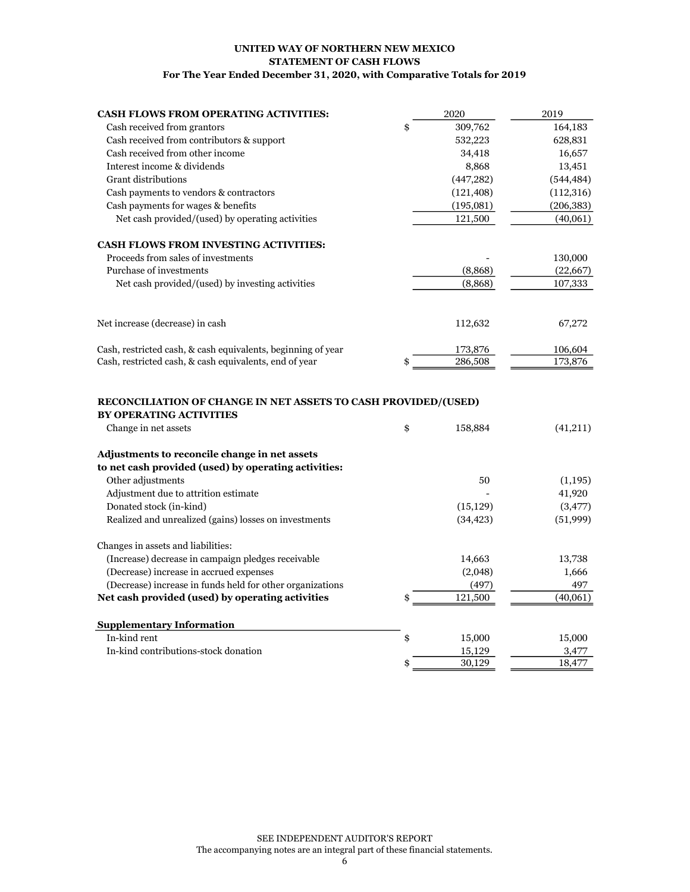**UNITED WAY OF NORTHERN NEW MEXICO**
**STATEMENT OF CASH FLOWS**
**For The Year Ended December 31, 2020, with Comparative Totals for 2019**

| | | 2020 | 2019 |
|---|---|---|---|
| **CASH FLOWS FROM OPERATING ACTIVITIES:** | | | |
| Cash received from grantors | $ | 309,762 | 164,183 |
| Cash received from contributors & support | | 532,223 | 628,831 |
| Cash received from other income | | 34,418 | 16,657 |
| Interest income & dividends | | 8,868 | 13,451 |
| Grant distributions | | (447,282) | (544,484) |
| Cash payments to vendors & contractors | | (121,408) | (112,316) |
| Cash payments for wages & benefits | | (195,081) | (206,383) |
| Net cash provided/(used) by operating activities | | 121,500 | (40,061) |
| **CASH FLOWS FROM INVESTING ACTIVITIES:** | | | |
| Proceeds from sales of investments | | - | 130,000 |
| Purchase of investments | | (8,868) | (22,667) |
| Net cash provided/(used) by investing activities | | (8,868) | 107,333 |
| Net increase (decrease) in cash | | 112,632 | 67,272 |
| Cash, restricted cash, & cash equivalents, beginning of year | | 173,876 | 106,604 |
| Cash, restricted cash, & cash equivalents, end of year | $ | 286,508 | 173,876 |

| | | 2020 | 2019 |
|---|---|---|---|
| **RECONCILIATION OF CHANGE IN NET ASSETS TO CASH PROVIDED/(USED) BY OPERATING ACTIVITIES** | | | |
| Change in net assets | $ | 158,884 | (41,211) |
| **Adjustments to reconcile change in net assets to net cash provided (used) by operating activities:** | | | |
| Other adjustments | | 50 | (1,195) |
| Adjustment due to attrition estimate | | - | 41,920 |
| Donated stock (in-kind) | | (15,129) | (3,477) |
| Realized and unrealized (gains) losses on investments | | (34,423) | (51,999) |
| Changes in assets and liabilities: | | | |
| (Increase) decrease in campaign pledges receivable | | 14,663 | 13,738 |
| (Decrease) increase in accrued expenses | | (2,048) | 1,666 |
| (Decrease) increase in funds held for other organizations | | (497) | 497 |
| **Net cash provided (used) by operating activities** | $ | 121,500 | (40,061) |

| **Supplementary Information** | | 2020 | 2019 |
|---|---|---|---|
| In-kind rent | $ | 15,000 | 15,000 |
| In-kind contributions-stock donation | | 15,129 | 3,477 |
| | $ | 30,129 | 18,477 |

SEE INDEPENDENT AUDITOR'S REPORT
The accompanying notes are an integral part of these financial statements.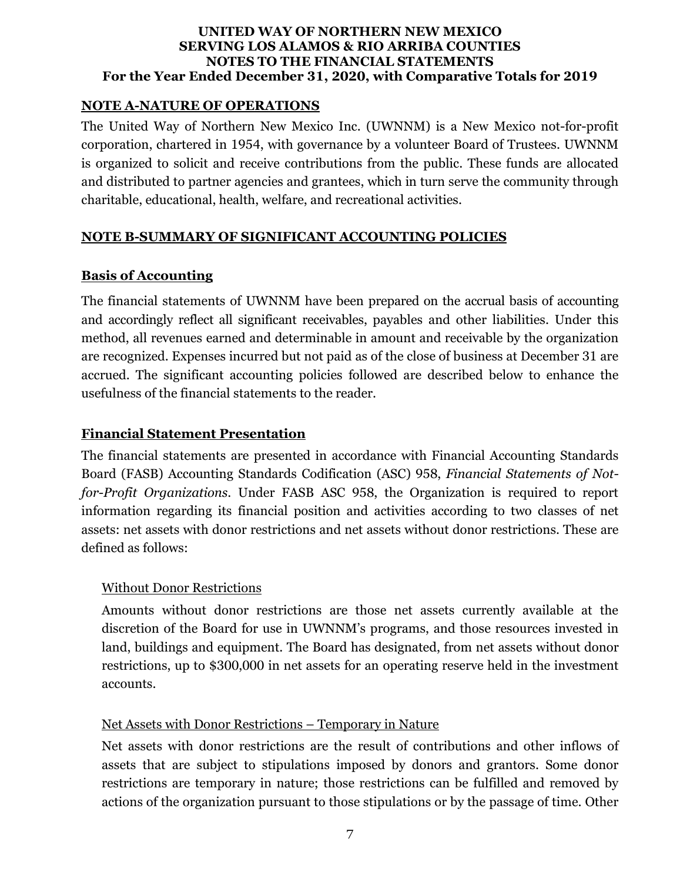**UNITED WAY OF NORTHERN NEW MEXICO**
**SERVING LOS ALAMOS & RIO ARRIBA COUNTIES**
**NOTES TO THE FINANCIAL STATEMENTS**
**For the Year Ended December 31, 2020, with Comparative Totals for 2019**

## NOTE A-NATURE OF OPERATIONS

The United Way of Northern New Mexico Inc. (UWNNM) is a New Mexico not-for-profit corporation, chartered in 1954, with governance by a volunteer Board of Trustees. UWNNM is organized to solicit and receive contributions from the public. These funds are allocated and distributed to partner agencies and grantees, which in turn serve the community through charitable, educational, health, welfare, and recreational activities.

## NOTE B-SUMMARY OF SIGNIFICANT ACCOUNTING POLICIES

### Basis of Accounting

The financial statements of UWNNM have been prepared on the accrual basis of accounting and accordingly reflect all significant receivables, payables and other liabilities. Under this method, all revenues earned and determinable in amount and receivable by the organization are recognized. Expenses incurred but not paid as of the close of business at December 31 are accrued. The significant accounting policies followed are described below to enhance the usefulness of the financial statements to the reader.

### Financial Statement Presentation

The financial statements are presented in accordance with Financial Accounting Standards Board (FASB) Accounting Standards Codification (ASC) 958, *Financial Statements of Not-for-Profit Organizations*. Under FASB ASC 958, the Organization is required to report information regarding its financial position and activities according to two classes of net assets: net assets with donor restrictions and net assets without donor restrictions. These are defined as follows:

Without Donor Restrictions

Amounts without donor restrictions are those net assets currently available at the discretion of the Board for use in UWNNM's programs, and those resources invested in land, buildings and equipment. The Board has designated, from net assets without donor restrictions, up to $300,000 in net assets for an operating reserve held in the investment accounts.

Net Assets with Donor Restrictions – Temporary in Nature

Net assets with donor restrictions are the result of contributions and other inflows of assets that are subject to stipulations imposed by donors and grantors. Some donor restrictions are temporary in nature; those restrictions can be fulfilled and removed by actions of the organization pursuant to those stipulations or by the passage of time. Other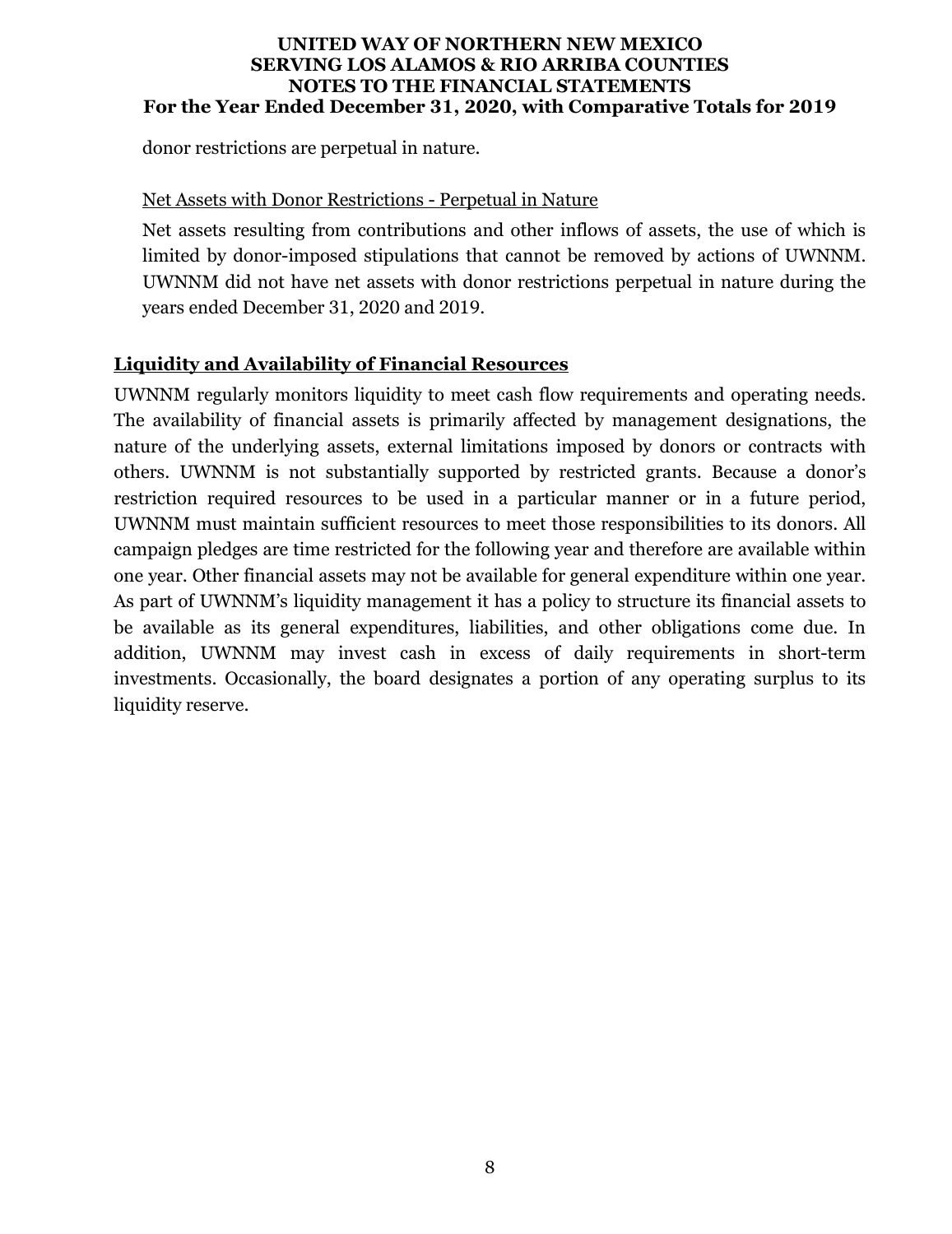donor restrictions are perpetual in nature.

Net Assets with Donor Restrictions - Perpetual in Nature

Net assets resulting from contributions and other inflows of assets, the use of which is limited by donor-imposed stipulations that cannot be removed by actions of UWNNM. UWNNM did not have net assets with donor restrictions perpetual in nature during the years ended December 31, 2020 and 2019.

## Liquidity and Availability of Financial Resources

UWNNM regularly monitors liquidity to meet cash flow requirements and operating needs. The availability of financial assets is primarily affected by management designations, the nature of the underlying assets, external limitations imposed by donors or contracts with others. UWNNM is not substantially supported by restricted grants. Because a donor's restriction required resources to be used in a particular manner or in a future period, UWNNM must maintain sufficient resources to meet those responsibilities to its donors. All campaign pledges are time restricted for the following year and therefore are available within one year. Other financial assets may not be available for general expenditure within one year. As part of UWNNM's liquidity management it has a policy to structure its financial assets to be available as its general expenditures, liabilities, and other obligations come due. In addition, UWNNM may invest cash in excess of daily requirements in short-term investments. Occasionally, the board designates a portion of any operating surplus to its liquidity reserve.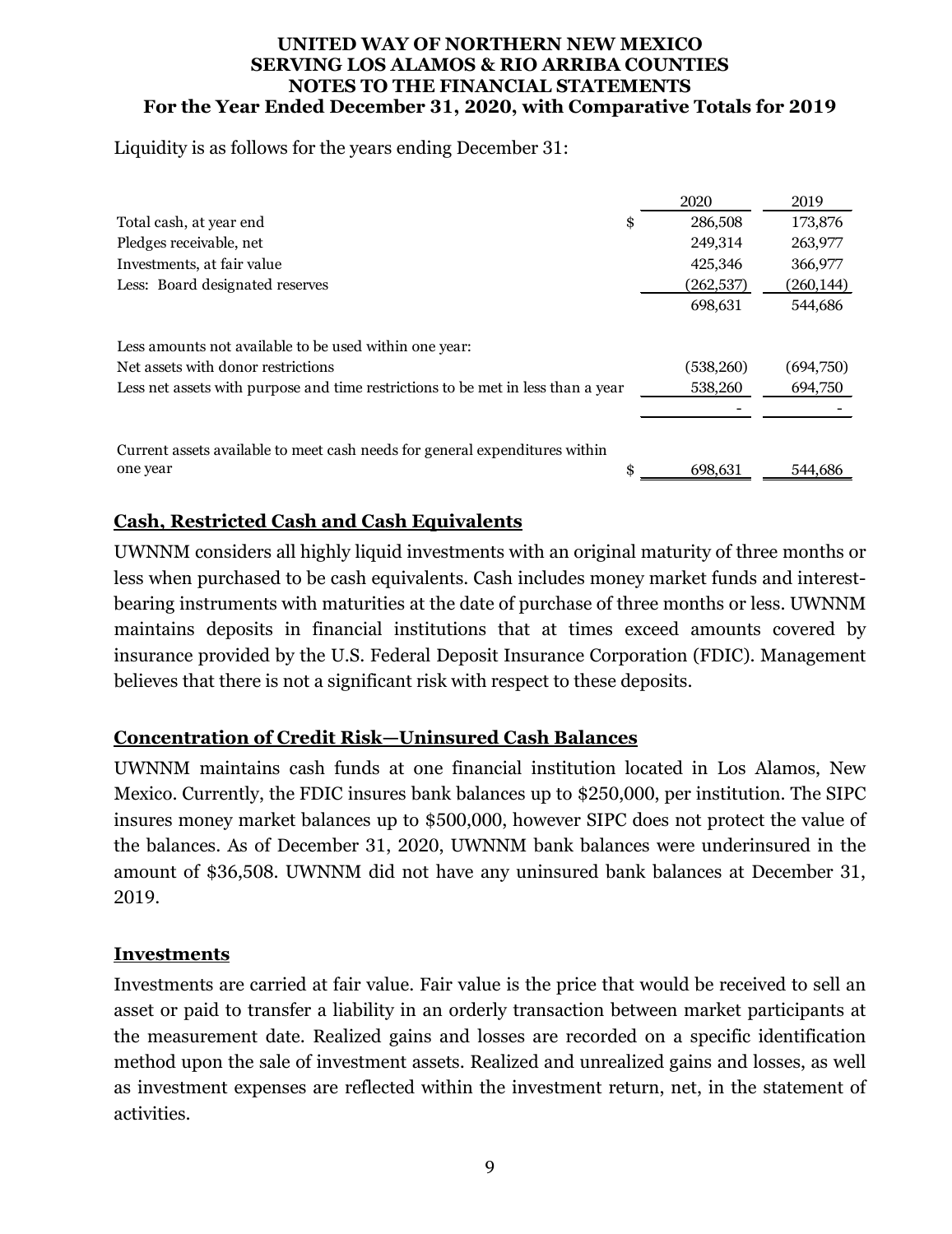Liquidity is as follows for the years ending December 31:

| | | 2020 | 2019 |
|---|---|---|---|
| Total cash, at year end | $ | 286,508 | 173,876 |
| Pledges receivable, net | | 249,314 | 263,977 |
| Investments, at fair value | | 425,346 | 366,977 |
| Less: Board designated reserves | | (262,537) | (260,144) |
| | | 698,631 | 544,686 |
| Less amounts not available to be used within one year: | | | |
| Net assets with donor restrictions | | (538,260) | (694,750) |
| Less net assets with purpose and time restrictions to be met in less than a year | | 538,260 | 694,750 |
| | | - | - |
| Current assets available to meet cash needs for general expenditures within one year | $ | 698,631 | 544,686 |

## Cash, Restricted Cash and Cash Equivalents

UWNNM considers all highly liquid investments with an original maturity of three months or less when purchased to be cash equivalents. Cash includes money market funds and interest-bearing instruments with maturities at the date of purchase of three months or less. UWNNM maintains deposits in financial institutions that at times exceed amounts covered by insurance provided by the U.S. Federal Deposit Insurance Corporation (FDIC). Management believes that there is not a significant risk with respect to these deposits.

## Concentration of Credit Risk—Uninsured Cash Balances

UWNNM maintains cash funds at one financial institution located in Los Alamos, New Mexico. Currently, the FDIC insures bank balances up to $250,000, per institution. The SIPC insures money market balances up to $500,000, however SIPC does not protect the value of the balances. As of December 31, 2020, UWNNM bank balances were underinsured in the amount of $36,508. UWNNM did not have any uninsured bank balances at December 31, 2019.

## Investments

Investments are carried at fair value. Fair value is the price that would be received to sell an asset or paid to transfer a liability in an orderly transaction between market participants at the measurement date. Realized gains and losses are recorded on a specific identification method upon the sale of investment assets. Realized and unrealized gains and losses, as well as investment expenses are reflected within the investment return, net, in the statement of activities.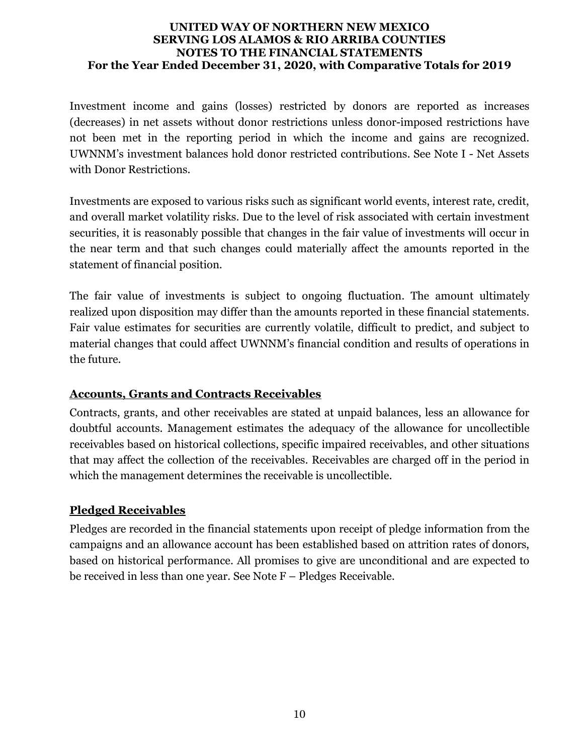Investment income and gains (losses) restricted by donors are reported as increases (decreases) in net assets without donor restrictions unless donor-imposed restrictions have not been met in the reporting period in which the income and gains are recognized. UWNNM's investment balances hold donor restricted contributions. See Note I - Net Assets with Donor Restrictions.

Investments are exposed to various risks such as significant world events, interest rate, credit, and overall market volatility risks. Due to the level of risk associated with certain investment securities, it is reasonably possible that changes in the fair value of investments will occur in the near term and that such changes could materially affect the amounts reported in the statement of financial position.

The fair value of investments is subject to ongoing fluctuation. The amount ultimately realized upon disposition may differ than the amounts reported in these financial statements. Fair value estimates for securities are currently volatile, difficult to predict, and subject to material changes that could affect UWNNM's financial condition and results of operations in the future.

## Accounts, Grants and Contracts Receivables

Contracts, grants, and other receivables are stated at unpaid balances, less an allowance for doubtful accounts. Management estimates the adequacy of the allowance for uncollectible receivables based on historical collections, specific impaired receivables, and other situations that may affect the collection of the receivables. Receivables are charged off in the period in which the management determines the receivable is uncollectible.

## Pledged Receivables

Pledges are recorded in the financial statements upon receipt of pledge information from the campaigns and an allowance account has been established based on attrition rates of donors, based on historical performance. All promises to give are unconditional and are expected to be received in less than one year. See Note F – Pledges Receivable.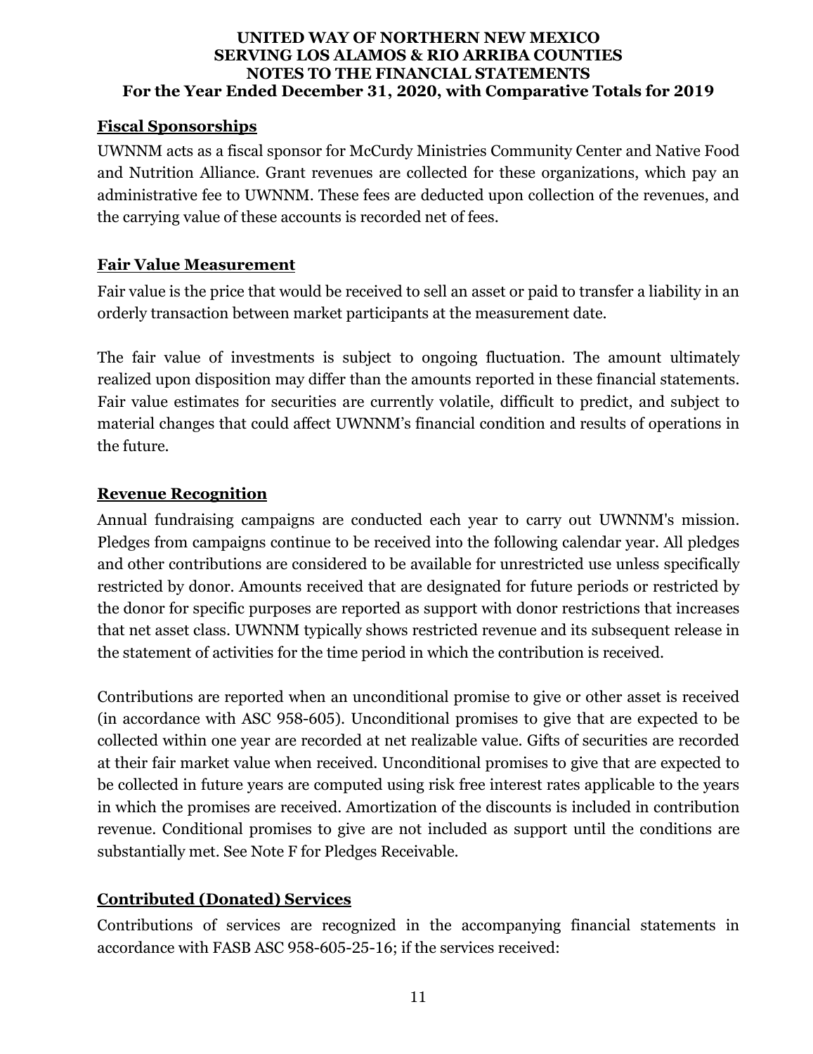## Fiscal Sponsorships

UWNNM acts as a fiscal sponsor for McCurdy Ministries Community Center and Native Food and Nutrition Alliance. Grant revenues are collected for these organizations, which pay an administrative fee to UWNNM. These fees are deducted upon collection of the revenues, and the carrying value of these accounts is recorded net of fees.

## Fair Value Measurement

Fair value is the price that would be received to sell an asset or paid to transfer a liability in an orderly transaction between market participants at the measurement date.

The fair value of investments is subject to ongoing fluctuation. The amount ultimately realized upon disposition may differ than the amounts reported in these financial statements. Fair value estimates for securities are currently volatile, difficult to predict, and subject to material changes that could affect UWNNM's financial condition and results of operations in the future.

## Revenue Recognition

Annual fundraising campaigns are conducted each year to carry out UWNNM's mission. Pledges from campaigns continue to be received into the following calendar year. All pledges and other contributions are considered to be available for unrestricted use unless specifically restricted by donor. Amounts received that are designated for future periods or restricted by the donor for specific purposes are reported as support with donor restrictions that increases that net asset class. UWNNM typically shows restricted revenue and its subsequent release in the statement of activities for the time period in which the contribution is received.

Contributions are reported when an unconditional promise to give or other asset is received (in accordance with ASC 958-605). Unconditional promises to give that are expected to be collected within one year are recorded at net realizable value. Gifts of securities are recorded at their fair market value when received. Unconditional promises to give that are expected to be collected in future years are computed using risk free interest rates applicable to the years in which the promises are received. Amortization of the discounts is included in contribution revenue. Conditional promises to give are not included as support until the conditions are substantially met. See Note F for Pledges Receivable.

## Contributed (Donated) Services

Contributions of services are recognized in the accompanying financial statements in accordance with FASB ASC 958-605-25-16; if the services received: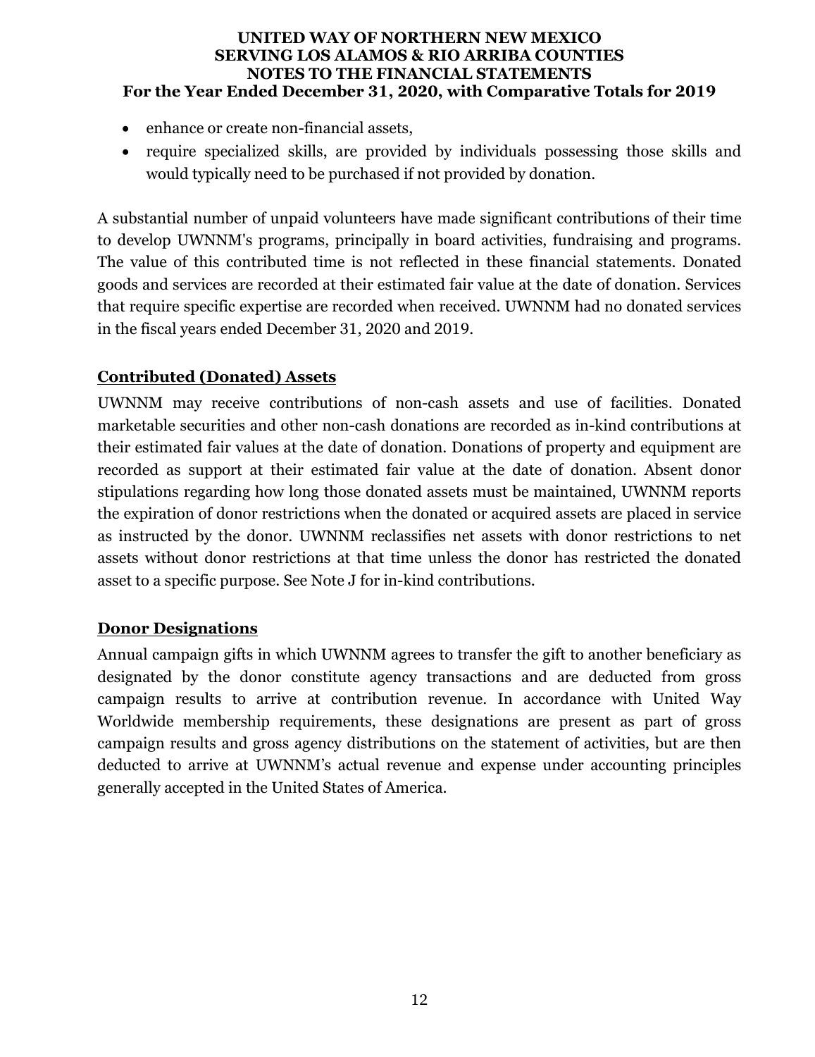- enhance or create non-financial assets,
- require specialized skills, are provided by individuals possessing those skills and would typically need to be purchased if not provided by donation.

A substantial number of unpaid volunteers have made significant contributions of their time to develop UWNNM's programs, principally in board activities, fundraising and programs. The value of this contributed time is not reflected in these financial statements. Donated goods and services are recorded at their estimated fair value at the date of donation. Services that require specific expertise are recorded when received. UWNNM had no donated services in the fiscal years ended December 31, 2020 and 2019.

## Contributed (Donated) Assets

UWNNM may receive contributions of non-cash assets and use of facilities. Donated marketable securities and other non-cash donations are recorded as in-kind contributions at their estimated fair values at the date of donation. Donations of property and equipment are recorded as support at their estimated fair value at the date of donation. Absent donor stipulations regarding how long those donated assets must be maintained, UWNNM reports the expiration of donor restrictions when the donated or acquired assets are placed in service as instructed by the donor. UWNNM reclassifies net assets with donor restrictions to net assets without donor restrictions at that time unless the donor has restricted the donated asset to a specific purpose. See Note J for in-kind contributions.

## Donor Designations

Annual campaign gifts in which UWNNM agrees to transfer the gift to another beneficiary as designated by the donor constitute agency transactions and are deducted from gross campaign results to arrive at contribution revenue. In accordance with United Way Worldwide membership requirements, these designations are present as part of gross campaign results and gross agency distributions on the statement of activities, but are then deducted to arrive at UWNNM's actual revenue and expense under accounting principles generally accepted in the United States of America.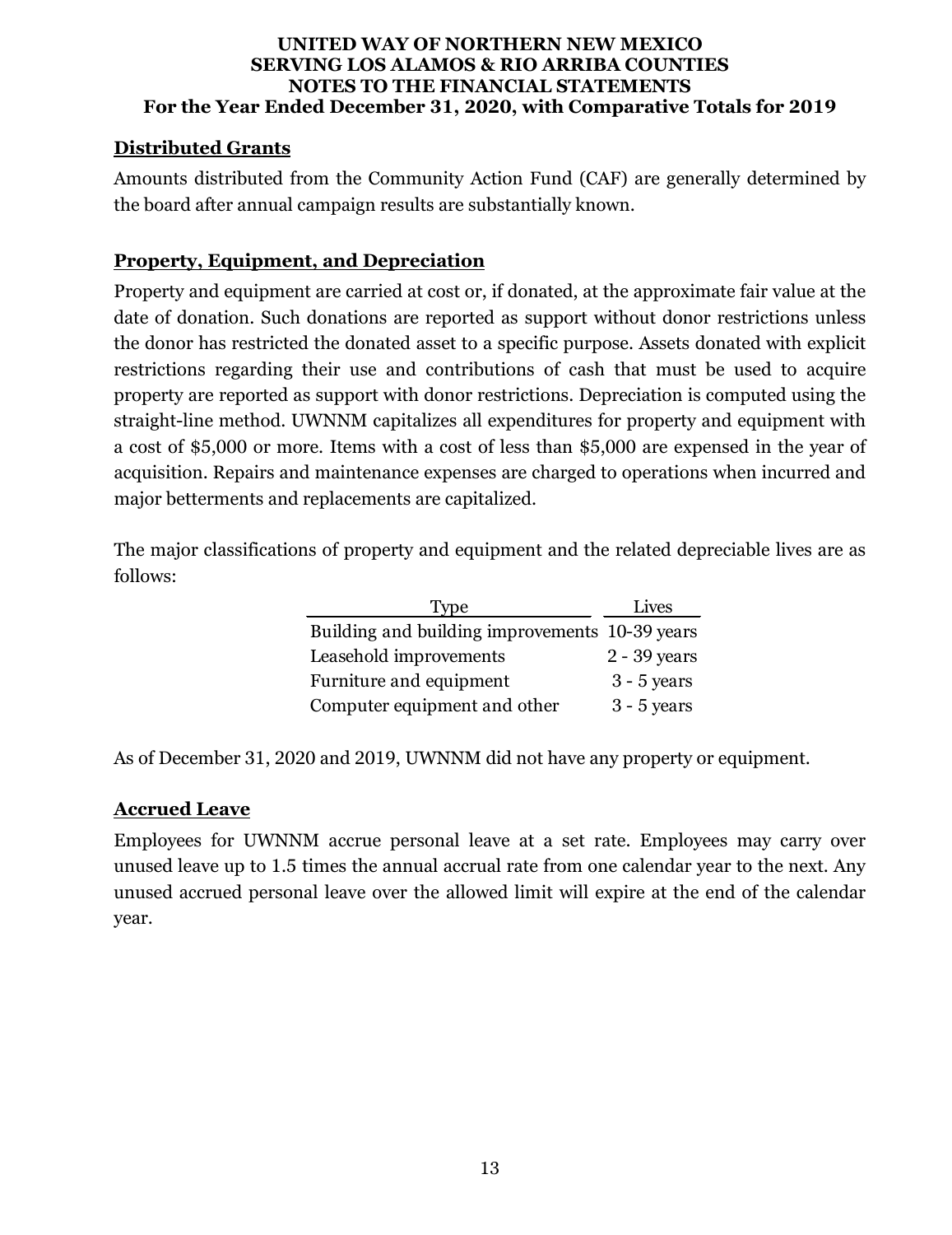## Distributed Grants

Amounts distributed from the Community Action Fund (CAF) are generally determined by the board after annual campaign results are substantially known.

## Property, Equipment, and Depreciation

Property and equipment are carried at cost or, if donated, at the approximate fair value at the date of donation. Such donations are reported as support without donor restrictions unless the donor has restricted the donated asset to a specific purpose. Assets donated with explicit restrictions regarding their use and contributions of cash that must be used to acquire property are reported as support with donor restrictions. Depreciation is computed using the straight-line method. UWNNM capitalizes all expenditures for property and equipment with a cost of $5,000 or more. Items with a cost of less than $5,000 are expensed in the year of acquisition. Repairs and maintenance expenses are charged to operations when incurred and major betterments and replacements are capitalized.

The major classifications of property and equipment and the related depreciable lives are as follows:

| Type | Lives |
|---|---|
| Building and building improvements | 10-39 years |
| Leasehold improvements | 2 - 39 years |
| Furniture and equipment | 3 - 5 years |
| Computer equipment and other | 3 - 5 years |

As of December 31, 2020 and 2019, UWNNM did not have any property or equipment.

## Accrued Leave

Employees for UWNNM accrue personal leave at a set rate. Employees may carry over unused leave up to 1.5 times the annual accrual rate from one calendar year to the next. Any unused accrued personal leave over the allowed limit will expire at the end of the calendar year.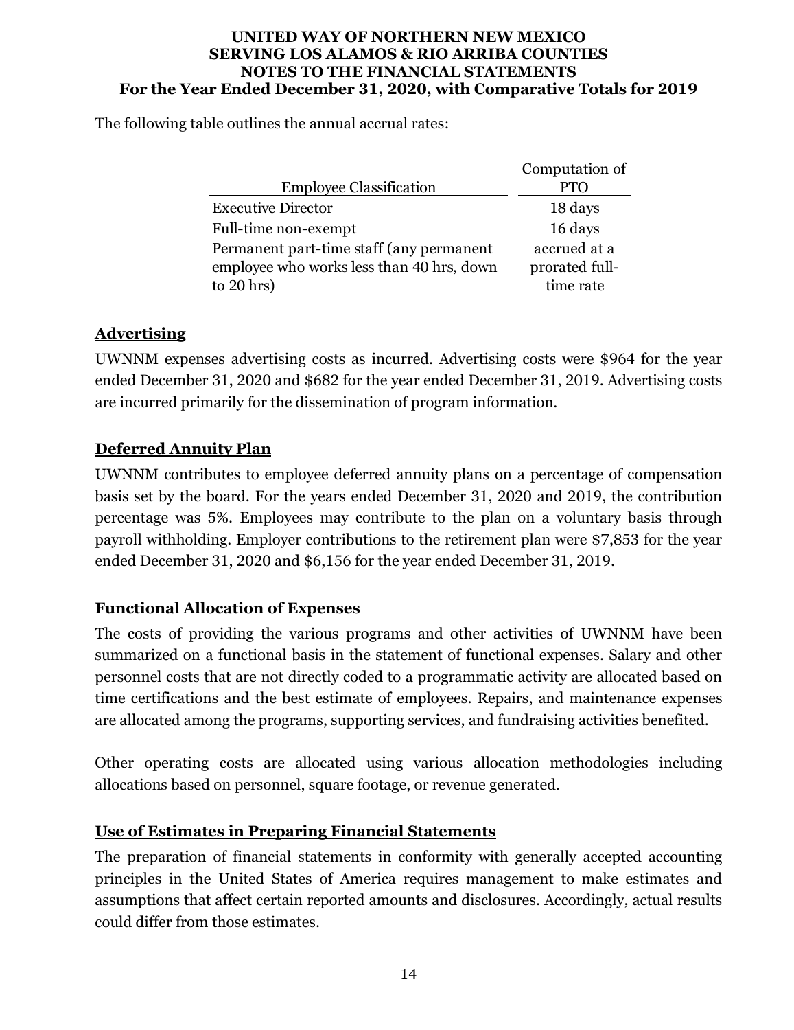The following table outlines the annual accrual rates:

| Employee Classification | Computation of PTO |
| --- | --- |
| Executive Director | 18 days |
| Full-time non-exempt | 16 days |
| Permanent part-time staff (any permanent employee who works less than 40 hrs, down to 20 hrs) | accrued at a prorated full-time rate |

**Advertising**

UWNNM expenses advertising costs as incurred. Advertising costs were $964 for the year ended December 31, 2020 and $682 for the year ended December 31, 2019. Advertising costs are incurred primarily for the dissemination of program information.

**Deferred Annuity Plan**

UWNNM contributes to employee deferred annuity plans on a percentage of compensation basis set by the board. For the years ended December 31, 2020 and 2019, the contribution percentage was 5%. Employees may contribute to the plan on a voluntary basis through payroll withholding. Employer contributions to the retirement plan were $7,853 for the year ended December 31, 2020 and $6,156 for the year ended December 31, 2019.

**Functional Allocation of Expenses**

The costs of providing the various programs and other activities of UWNNM have been summarized on a functional basis in the statement of functional expenses. Salary and other personnel costs that are not directly coded to a programmatic activity are allocated based on time certifications and the best estimate of employees. Repairs, and maintenance expenses are allocated among the programs, supporting services, and fundraising activities benefited.

Other operating costs are allocated using various allocation methodologies including allocations based on personnel, square footage, or revenue generated.

**Use of Estimates in Preparing Financial Statements**

The preparation of financial statements in conformity with generally accepted accounting principles in the United States of America requires management to make estimates and assumptions that affect certain reported amounts and disclosures. Accordingly, actual results could differ from those estimates.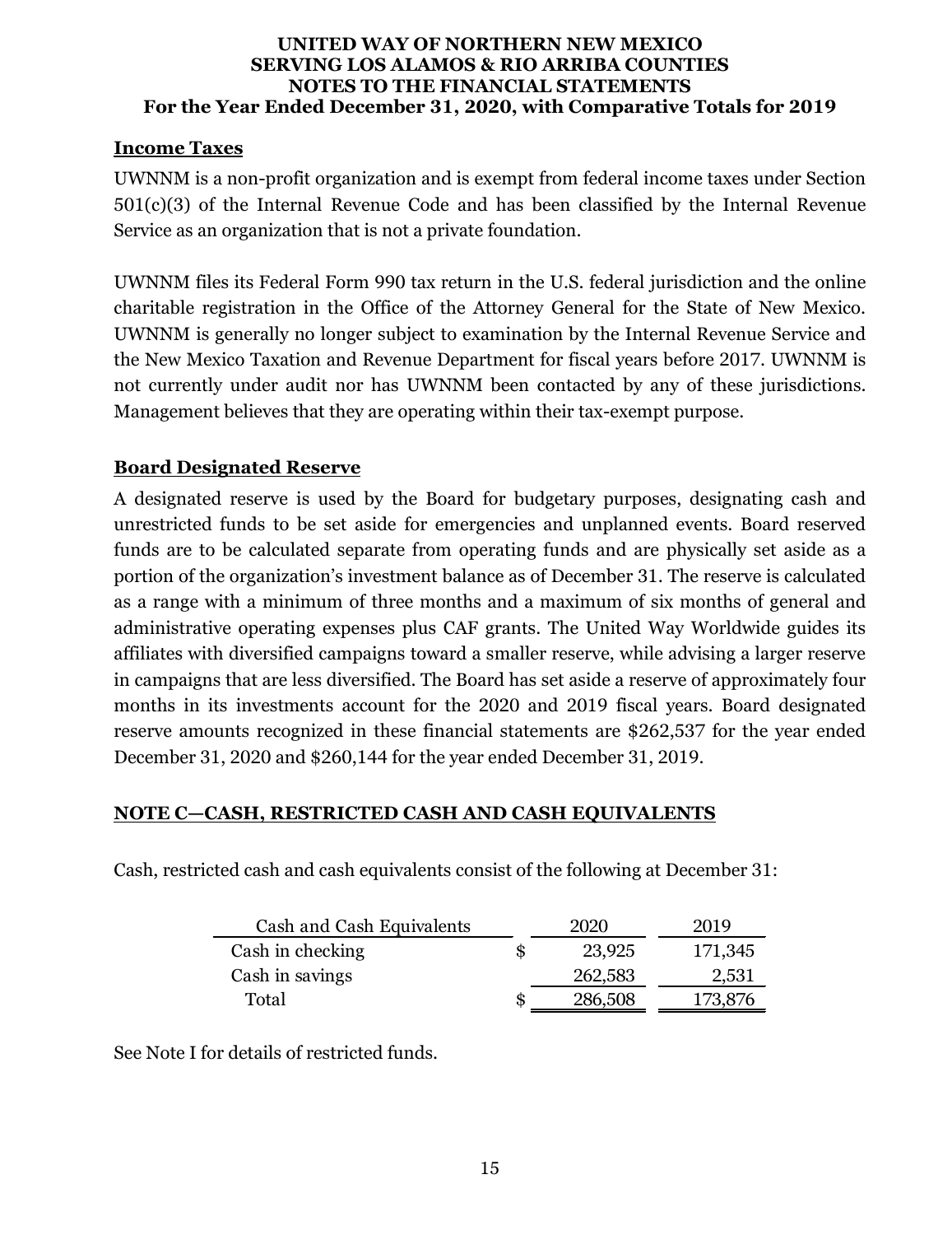### Income Taxes

UWNNM is a non-profit organization and is exempt from federal income taxes under Section 501(c)(3) of the Internal Revenue Code and has been classified by the Internal Revenue Service as an organization that is not a private foundation.

UWNNM files its Federal Form 990 tax return in the U.S. federal jurisdiction and the online charitable registration in the Office of the Attorney General for the State of New Mexico. UWNNM is generally no longer subject to examination by the Internal Revenue Service and the New Mexico Taxation and Revenue Department for fiscal years before 2017. UWNNM is not currently under audit nor has UWNNM been contacted by any of these jurisdictions. Management believes that they are operating within their tax-exempt purpose.

### Board Designated Reserve

A designated reserve is used by the Board for budgetary purposes, designating cash and unrestricted funds to be set aside for emergencies and unplanned events. Board reserved funds are to be calculated separate from operating funds and are physically set aside as a portion of the organization's investment balance as of December 31. The reserve is calculated as a range with a minimum of three months and a maximum of six months of general and administrative operating expenses plus CAF grants. The United Way Worldwide guides its affiliates with diversified campaigns toward a smaller reserve, while advising a larger reserve in campaigns that are less diversified. The Board has set aside a reserve of approximately four months in its investments account for the 2020 and 2019 fiscal years. Board designated reserve amounts recognized in these financial statements are $262,537 for the year ended December 31, 2020 and $260,144 for the year ended December 31, 2019.

## NOTE C—CASH, RESTRICTED CASH AND CASH EQUIVALENTS

Cash, restricted cash and cash equivalents consist of the following at December 31:

| Cash and Cash Equivalents | | 2020 | 2019 |
|---|---|---|---|
| Cash in checking | $ | 23,925 | 171,345 |
| Cash in savings | | 262,583 | 2,531 |
| Total | $ | 286,508 | 173,876 |

See Note I for details of restricted funds.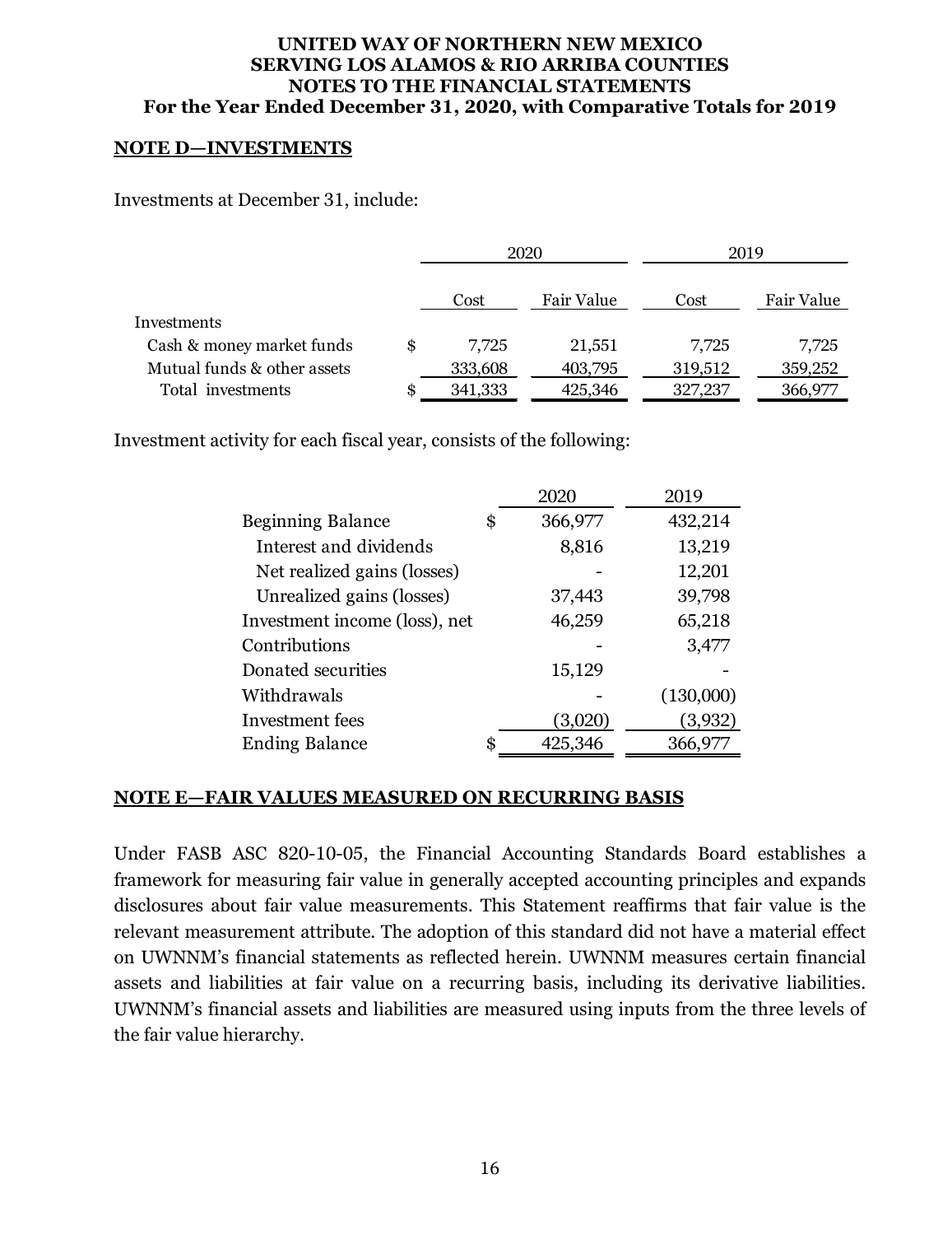## NOTE D—INVESTMENTS

Investments at December 31, include:

| | 2020 | | 2019 | |
|---|---|---|---|---|
| | Cost | Fair Value | Cost | Fair Value |
| Investments | | | | |
| Cash & money market funds | $ 7,725 | 21,551 | 7,725 | 7,725 |
| Mutual funds & other assets | 333,608 | 403,795 | 319,512 | 359,252 |
| Total investments | $ 341,333 | 425,346 | 327,237 | 366,977 |

Investment activity for each fiscal year, consists of the following:

| | 2020 | 2019 |
|---|---|---|
| Beginning Balance | $ 366,977 | 432,214 |
| Interest and dividends | 8,816 | 13,219 |
| Net realized gains (losses) | - | 12,201 |
| Unrealized gains (losses) | 37,443 | 39,798 |
| Investment income (loss), net | 46,259 | 65,218 |
| Contributions | - | 3,477 |
| Donated securities | 15,129 | - |
| Withdrawals | - | (130,000) |
| Investment fees | (3,020) | (3,932) |
| Ending Balance | $ 425,346 | 366,977 |

## NOTE E—FAIR VALUES MEASURED ON RECURRING BASIS

Under FASB ASC 820-10-05, the Financial Accounting Standards Board establishes a framework for measuring fair value in generally accepted accounting principles and expands disclosures about fair value measurements. This Statement reaffirms that fair value is the relevant measurement attribute. The adoption of this standard did not have a material effect on UWNNM's financial statements as reflected herein. UWNNM measures certain financial assets and liabilities at fair value on a recurring basis, including its derivative liabilities. UWNNM's financial assets and liabilities are measured using inputs from the three levels of the fair value hierarchy.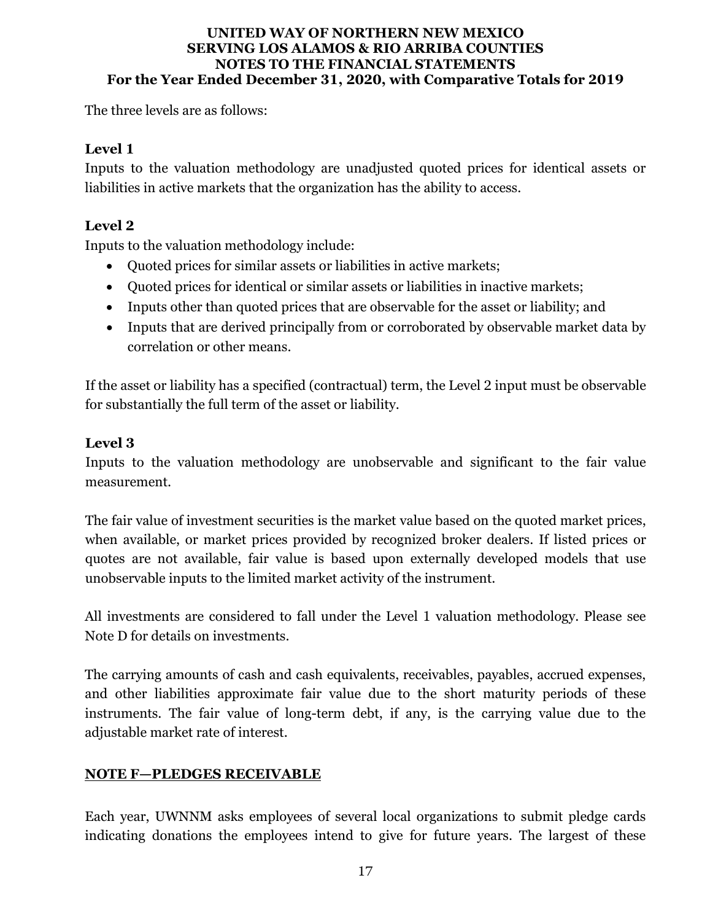The three levels are as follows:

### Level 1

Inputs to the valuation methodology are unadjusted quoted prices for identical assets or liabilities in active markets that the organization has the ability to access.

### Level 2

Inputs to the valuation methodology include:

- Quoted prices for similar assets or liabilities in active markets;
- Quoted prices for identical or similar assets or liabilities in inactive markets;
- Inputs other than quoted prices that are observable for the asset or liability; and
- Inputs that are derived principally from or corroborated by observable market data by correlation or other means.

If the asset or liability has a specified (contractual) term, the Level 2 input must be observable for substantially the full term of the asset or liability.

### Level 3

Inputs to the valuation methodology are unobservable and significant to the fair value measurement.

The fair value of investment securities is the market value based on the quoted market prices, when available, or market prices provided by recognized broker dealers. If listed prices or quotes are not available, fair value is based upon externally developed models that use unobservable inputs to the limited market activity of the instrument.

All investments are considered to fall under the Level 1 valuation methodology. Please see Note D for details on investments.

The carrying amounts of cash and cash equivalents, receivables, payables, accrued expenses, and other liabilities approximate fair value due to the short maturity periods of these instruments. The fair value of long-term debt, if any, is the carrying value due to the adjustable market rate of interest.

## NOTE F—PLEDGES RECEIVABLE

Each year, UWNNM asks employees of several local organizations to submit pledge cards indicating donations the employees intend to give for future years. The largest of these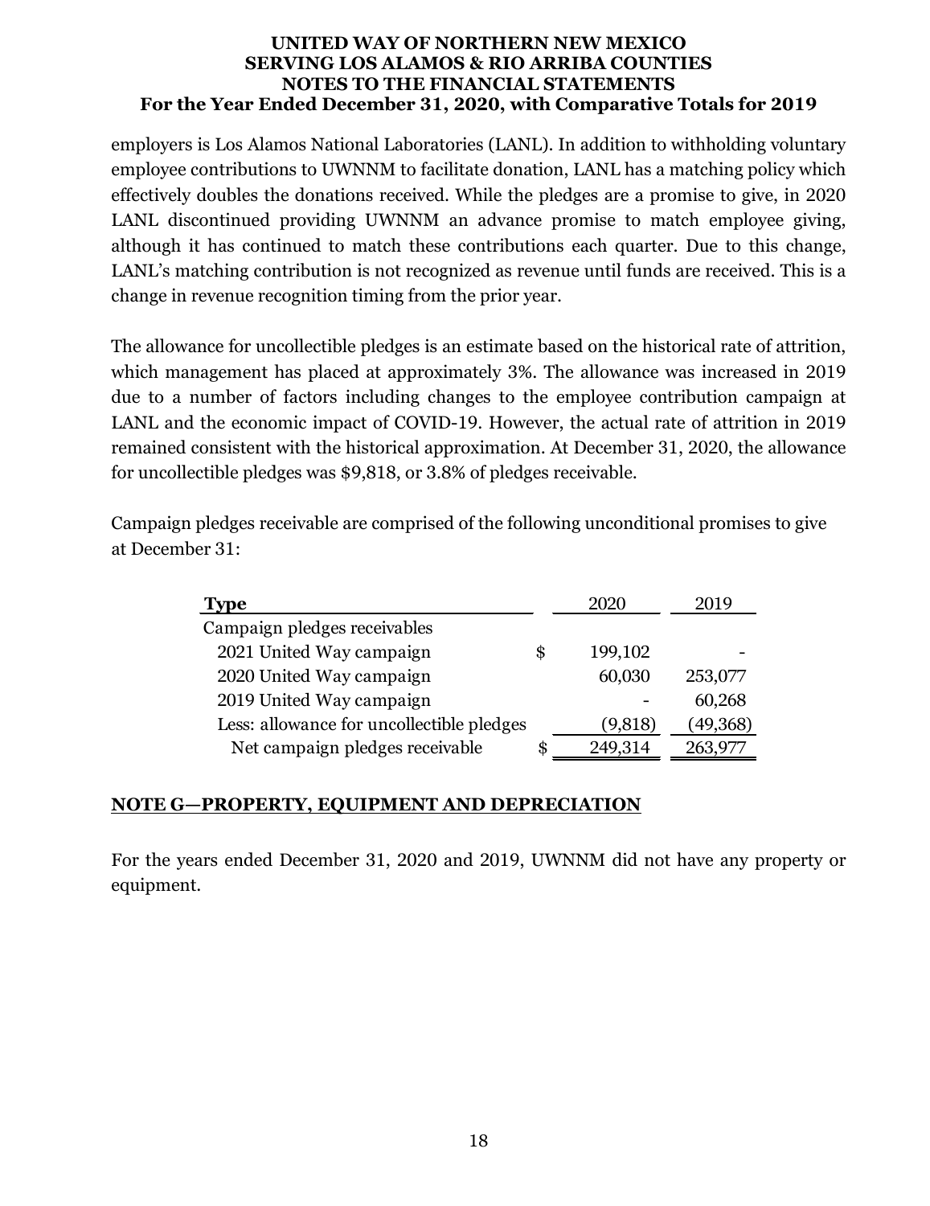employers is Los Alamos National Laboratories (LANL). In addition to withholding voluntary employee contributions to UWNNM to facilitate donation, LANL has a matching policy which effectively doubles the donations received. While the pledges are a promise to give, in 2020 LANL discontinued providing UWNNM an advance promise to match employee giving, although it has continued to match these contributions each quarter. Due to this change, LANL's matching contribution is not recognized as revenue until funds are received. This is a change in revenue recognition timing from the prior year.

The allowance for uncollectible pledges is an estimate based on the historical rate of attrition, which management has placed at approximately 3%. The allowance was increased in 2019 due to a number of factors including changes to the employee contribution campaign at LANL and the economic impact of COVID-19. However, the actual rate of attrition in 2019 remained consistent with the historical approximation. At December 31, 2020, the allowance for uncollectible pledges was $9,818, or 3.8% of pledges receivable.

Campaign pledges receivable are comprised of the following unconditional promises to give at December 31:

| Type | 2020 | 2019 |
|---|---|---|
| Campaign pledges receivables | | |
| 2021 United Way campaign | $ 199,102 | - |
| 2020 United Way campaign | 60,030 | 253,077 |
| 2019 United Way campaign | - | 60,268 |
| Less: allowance for uncollectible pledges | (9,818) | (49,368) |
| Net campaign pledges receivable | $ 249,314 | 263,977 |

## NOTE G—PROPERTY, EQUIPMENT AND DEPRECIATION

For the years ended December 31, 2020 and 2019, UWNNM did not have any property or equipment.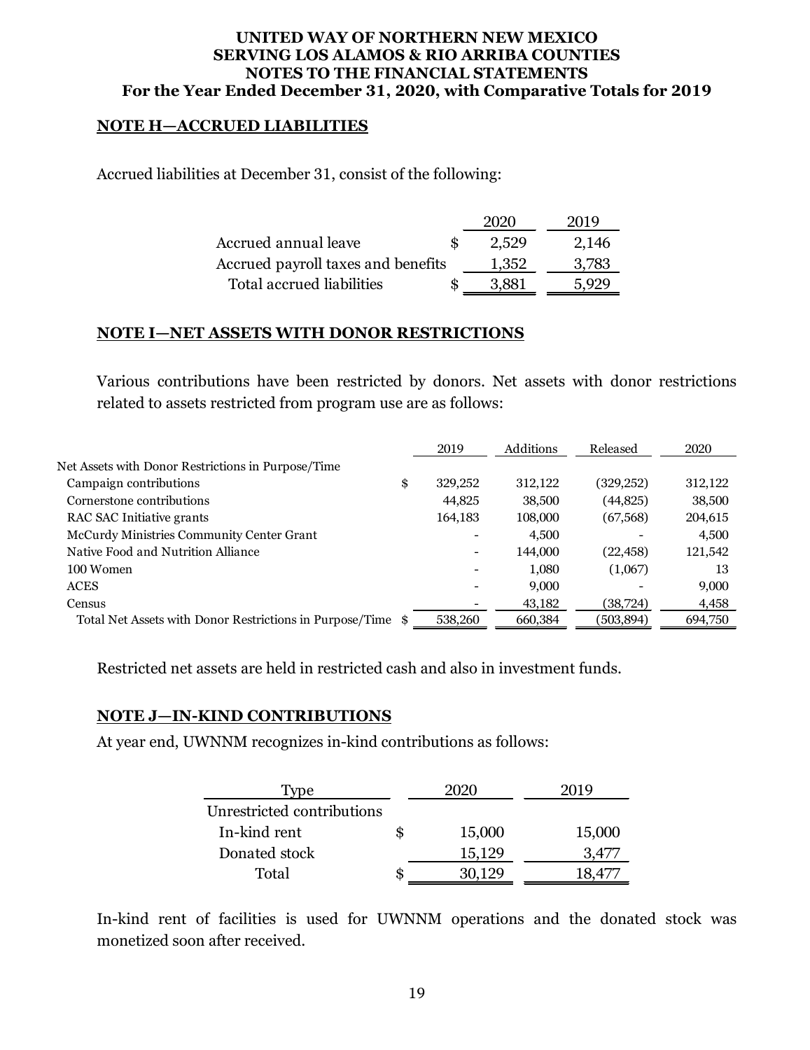**UNITED WAY OF NORTHERN NEW MEXICO**
**SERVING LOS ALAMOS & RIO ARRIBA COUNTIES**
**NOTES TO THE FINANCIAL STATEMENTS**
**For the Year Ended December 31, 2020, with Comparative Totals for 2019**

## NOTE H—ACCRUED LIABILITIES

Accrued liabilities at December 31, consist of the following:

| | 2020 | 2019 |
|---|---|---|
| Accrued annual leave | $ 2,529 | 2,146 |
| Accrued payroll taxes and benefits | 1,352 | 3,783 |
| Total accrued liabilities | $ 3,881 | 5,929 |

## NOTE I—NET ASSETS WITH DONOR RESTRICTIONS

Various contributions have been restricted by donors. Net assets with donor restrictions related to assets restricted from program use are as follows:

| | 2019 | Additions | Released | 2020 |
|---|---|---|---|---|
| Net Assets with Donor Restrictions in Purpose/Time | | | | |
| Campaign contributions | $ 329,252 | 312,122 | (329,252) | 312,122 |
| Cornerstone contributions | 44,825 | 38,500 | (44,825) | 38,500 |
| RAC SAC Initiative grants | 164,183 | 108,000 | (67,568) | 204,615 |
| McCurdy Ministries Community Center Grant | - | 4,500 | - | 4,500 |
| Native Food and Nutrition Alliance | - | 144,000 | (22,458) | 121,542 |
| 100 Women | - | 1,080 | (1,067) | 13 |
| ACES | - | 9,000 | - | 9,000 |
| Census | - | 43,182 | (38,724) | 4,458 |
| Total Net Assets with Donor Restrictions in Purpose/Time | $ 538,260 | 660,384 | (503,894) | 694,750 |

Restricted net assets are held in restricted cash and also in investment funds.

## NOTE J—IN-KIND CONTRIBUTIONS

At year end, UWNNM recognizes in-kind contributions as follows:

| Type | 2020 | 2019 |
|---|---|---|
| Unrestricted contributions | | |
| In-kind rent | $ 15,000 | 15,000 |
| Donated stock | 15,129 | 3,477 |
| Total | $ 30,129 | 18,477 |

In-kind rent of facilities is used for UWNNM operations and the donated stock was monetized soon after received.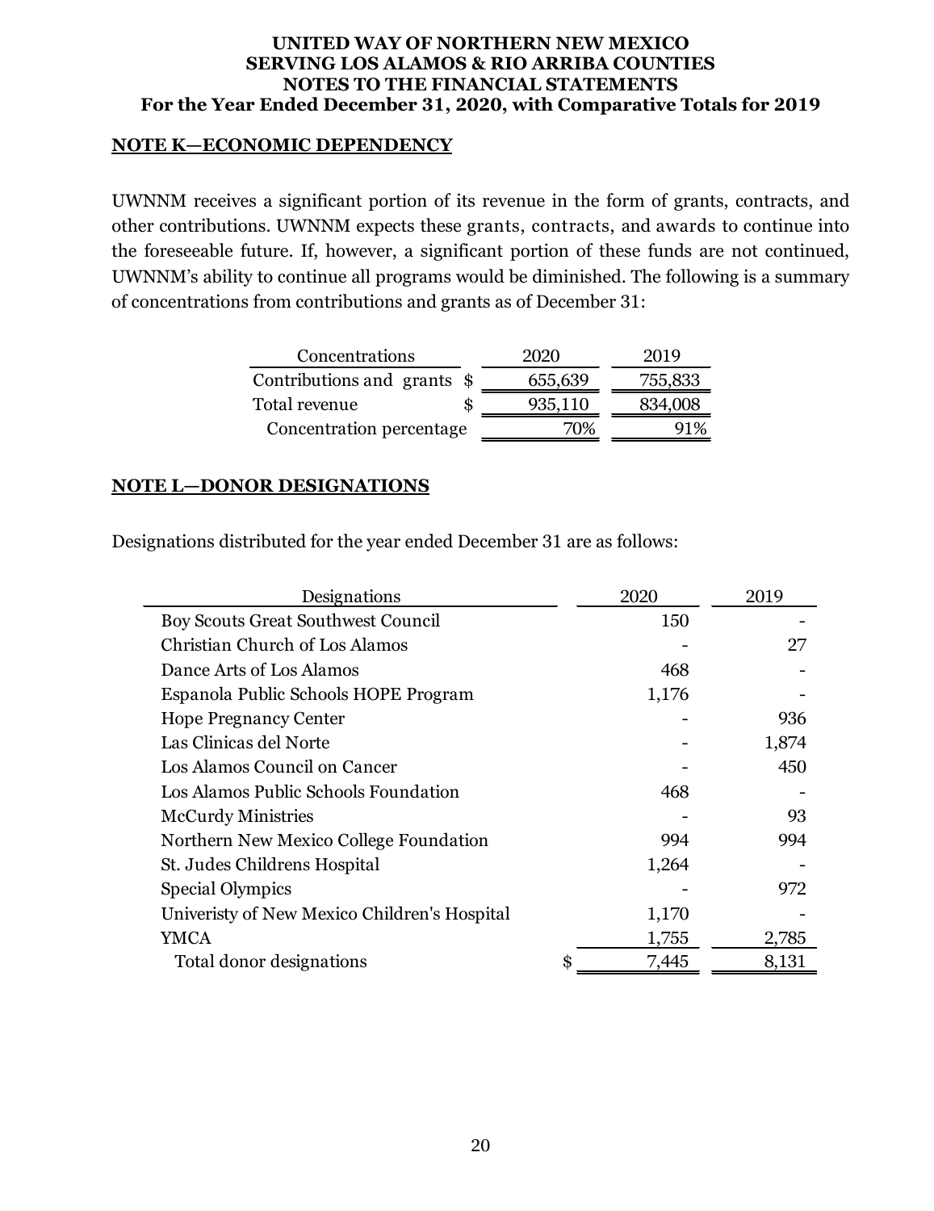# UNITED WAY OF NORTHERN NEW MEXICO
# SERVING LOS ALAMOS & RIO ARRIBA COUNTIES
# NOTES TO THE FINANCIAL STATEMENTS
# For the Year Ended December 31, 2020, with Comparative Totals for 2019

## NOTE K—ECONOMIC DEPENDENCY

UWNNM receives a significant portion of its revenue in the form of grants, contracts, and other contributions. UWNNM expects these grants, contracts, and awards to continue into the foreseeable future. If, however, a significant portion of these funds are not continued, UWNNM's ability to continue all programs would be diminished. The following is a summary of concentrations from contributions and grants as of December 31:

| Concentrations | | 2020 | 2019 |
|---|---|---|---|
| Contributions and grants | $ | 655,639 | 755,833 |
| Total revenue | $ | 935,110 | 834,008 |
| Concentration percentage | | 70% | 91% |

## NOTE L—DONOR DESIGNATIONS

Designations distributed for the year ended December 31 are as follows:

| Designations | | 2020 | 2019 |
|---|---|---|---|
| Boy Scouts Great Southwest Council | | 150 | - |
| Christian Church of Los Alamos | | - | 27 |
| Dance Arts of Los Alamos | | 468 | - |
| Espanola Public Schools HOPE Program | | 1,176 | - |
| Hope Pregnancy Center | | - | 936 |
| Las Clinicas del Norte | | - | 1,874 |
| Los Alamos Council on Cancer | | - | 450 |
| Los Alamos Public Schools Foundation | | 468 | - |
| McCurdy Ministries | | - | 93 |
| Northern New Mexico College Foundation | | 994 | 994 |
| St. Judes Childrens Hospital | | 1,264 | - |
| Special Olympics | | - | 972 |
| Univeristy of New Mexico Children's Hospital | | 1,170 | - |
| YMCA | | 1,755 | 2,785 |
| Total donor designations | $ | 7,445 | 8,131 |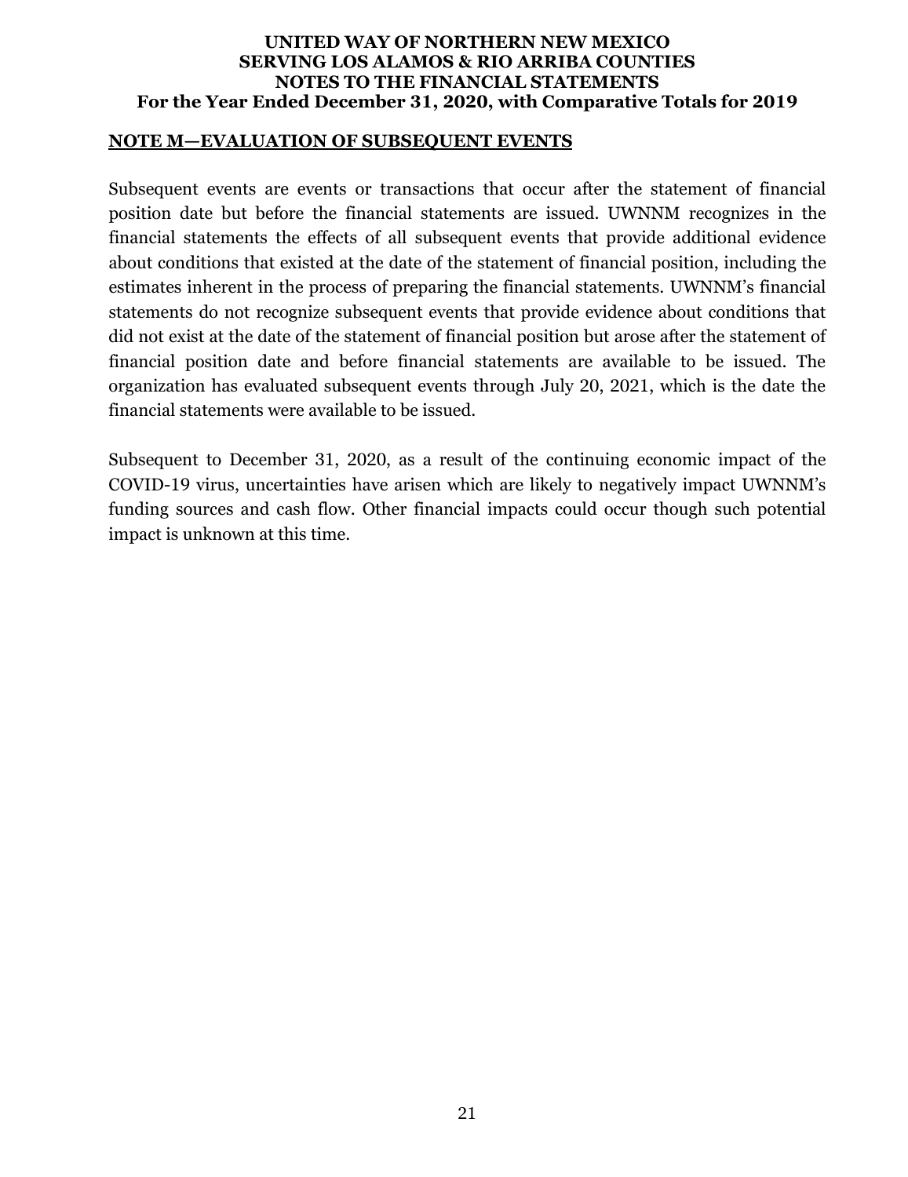## NOTE M—EVALUATION OF SUBSEQUENT EVENTS

Subsequent events are events or transactions that occur after the statement of financial position date but before the financial statements are issued. UWNNM recognizes in the financial statements the effects of all subsequent events that provide additional evidence about conditions that existed at the date of the statement of financial position, including the estimates inherent in the process of preparing the financial statements. UWNNM's financial statements do not recognize subsequent events that provide evidence about conditions that did not exist at the date of the statement of financial position but arose after the statement of financial position date and before financial statements are available to be issued. The organization has evaluated subsequent events through July 20, 2021, which is the date the financial statements were available to be issued.

Subsequent to December 31, 2020, as a result of the continuing economic impact of the COVID-19 virus, uncertainties have arisen which are likely to negatively impact UWNNM's funding sources and cash flow. Other financial impacts could occur though such potential impact is unknown at this time.